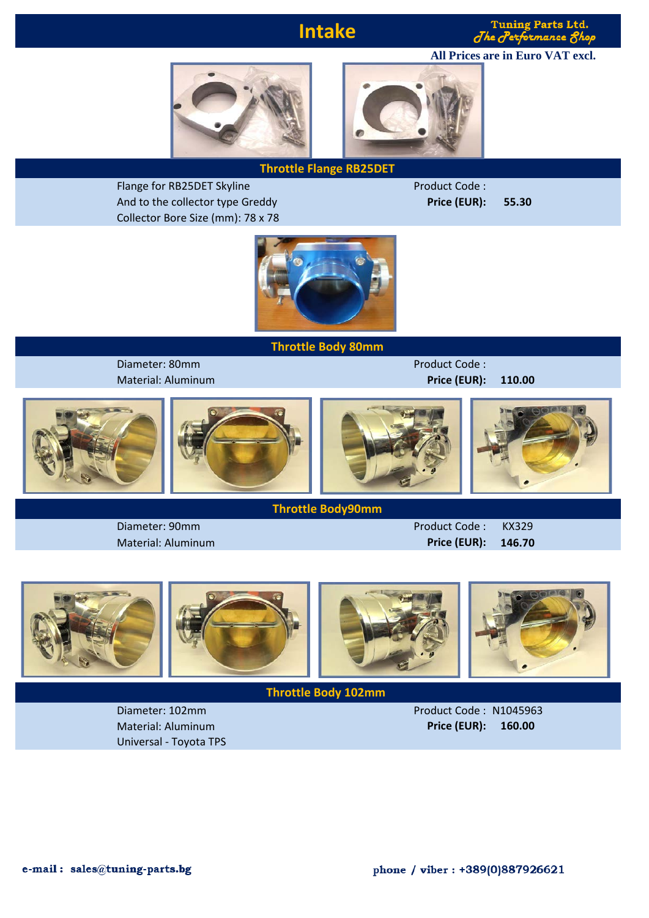# Intake

**Tuning Parts Ltd.**
*The Performance Shop*

**All Prices are in Euro VAT excl.**

## Throttle Flange RB25DET

Flange for RB25DET Skyline
And to the collector type Greddy
Collector Bore Size (mm): 78 x 78

Product Code :
**Price (EUR):** **55.30**

## Throttle Body 80mm

Diameter: 80mm
Material: Aluminum

Product Code :
**Price (EUR):** **110.00**

## Throttle Body90mm

Diameter: 90mm
Material: Aluminum

Product Code : KX329
**Price (EUR):** **146.70**

## Throttle Body 102mm

Diameter: 102mm
Material: Aluminum
Universal - Toyota TPS

Product Code : N1045963
**Price (EUR):** **160.00**

**e-mail : sales@tuning-parts.bg**

**phone / viber : +389(0)887926621**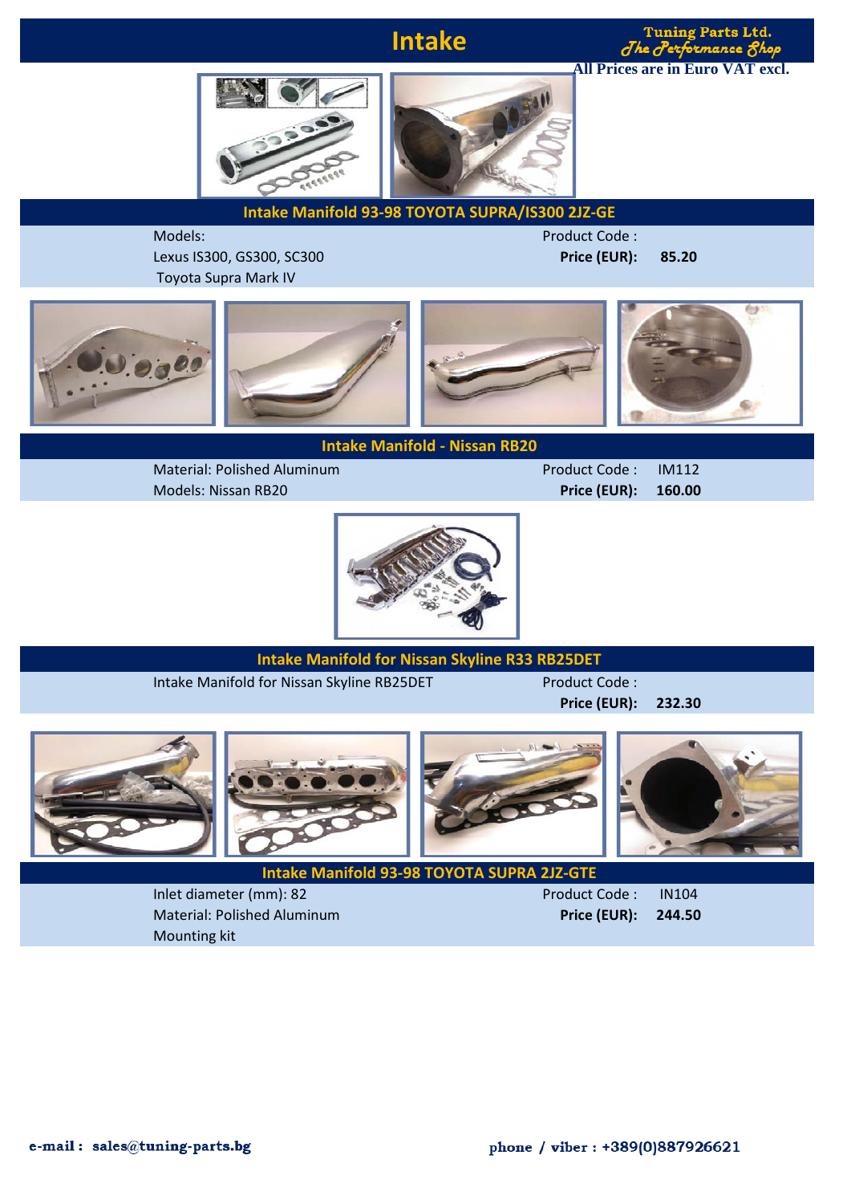# Intake

Tuning Parts Ltd.
*The Performance Shop*

**All Prices are in Euro VAT excl.**

## Intake Manifold 93-98 TOYOTA SUPRA/IS300 2JZ-GE

Models:
Lexus IS300, GS300, SC300
Toyota Supra Mark IV

Product Code :
**Price (EUR):** **85.20**

## Intake Manifold - Nissan RB20

Material: Polished Aluminum
Models: Nissan RB20

Product Code : IM112
**Price (EUR):** **160.00**

## Intake Manifold for Nissan Skyline R33 RB25DET

Intake Manifold for Nissan Skyline RB25DET

Product Code :
**Price (EUR):** **232.30**

## Intake Manifold 93-98 TOYOTA SUPRA 2JZ-GTE

Inlet diameter (mm): 82
Material: Polished Aluminum
Mounting kit

Product Code : IN104
**Price (EUR):** **244.50**

**e-mail : sales@tuning-parts.bg**

**phone / viber : +389(0)887926621**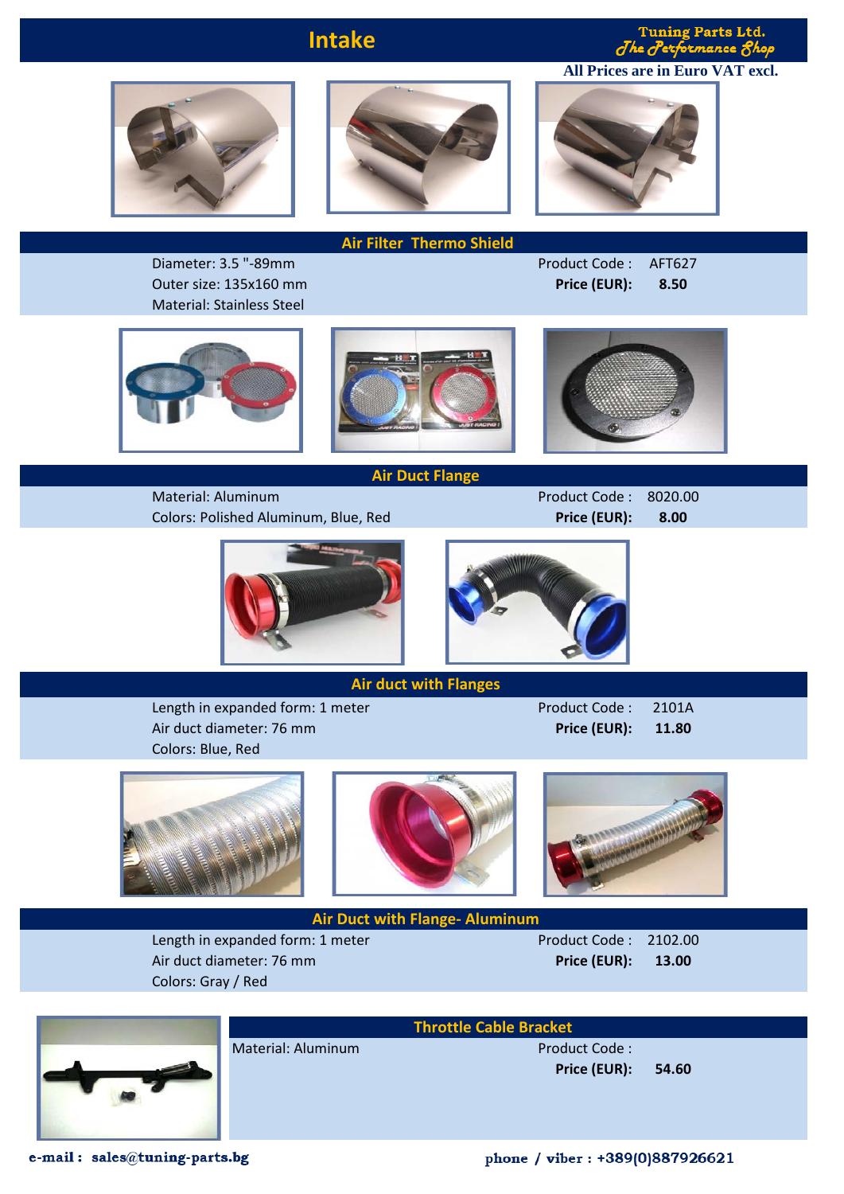# Intake

**Tuning Parts Ltd.**
*The Performance Shop*

**All Prices are in Euro VAT excl.**

## Air Filter Thermo Shield

Diameter: 3.5 "-89mm
Outer size: 135x160 mm
Material: Stainless Steel

Product Code : AFT627
**Price (EUR): 8.50**

## Air Duct Flange

Material: Aluminum
Colors: Polished Aluminum, Blue, Red

Product Code : 8020.00
**Price (EUR): 8.00**

## Air duct with Flanges

Length in expanded form: 1 meter
Air duct diameter: 76 mm
Colors: Blue, Red

Product Code : 2101A
**Price (EUR): 11.80**

## Air Duct with Flange- Aluminum

Length in expanded form: 1 meter
Air duct diameter: 76 mm
Colors: Gray / Red

Product Code : 2102.00
**Price (EUR): 13.00**

## Throttle Cable Bracket

Material: Aluminum

Product Code :
**Price (EUR): 54.60**

**e-mail : sales@tuning-parts.bg**

**phone / viber : +389(0)887926621**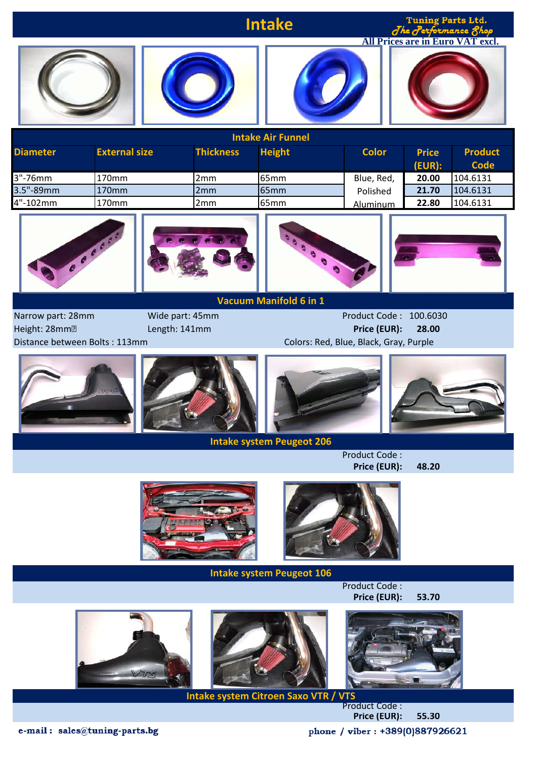# Intake

Tuning Parts Ltd.
*The Performance Shop*
All Prices are in Euro VAT excl.

## Intake Air Funnel

| Diameter | External size | Thickness | Height | Color | Price (EUR): | Product Code |
|---|---|---|---|---|---|---|
| 3"-76mm | 170mm | 2mm | 65mm | Blue, Red, Polished Aluminum | **20.00** | 104.6131 |
| 3.5"-89mm | 170mm | 2mm | 65mm | | **21.70** | 104.6131 |
| 4"-102mm | 170mm | 2mm | 65mm | | **22.80** | 104.6131 |

## Vacuum Manifold 6 in 1

Narrow part: 28mm
Wide part: 45mm
Height: 28mm
Length: 141mm
Distance between Bolts : 113mm

Product Code : 100.6030
**Price (EUR): 28.00**
Colors: Red, Blue, Black, Gray, Purple

## Intake system Peugeot 206

Product Code :
**Price (EUR): 48.20**

## Intake system Peugeot 106

Product Code :
**Price (EUR): 53.70**

## Intake system Citroen Saxo VTR / VTS

Product Code :
**Price (EUR): 55.30**

**e-mail : sales@tuning-parts.bg**

**phone / viber : +389(0)887926621**